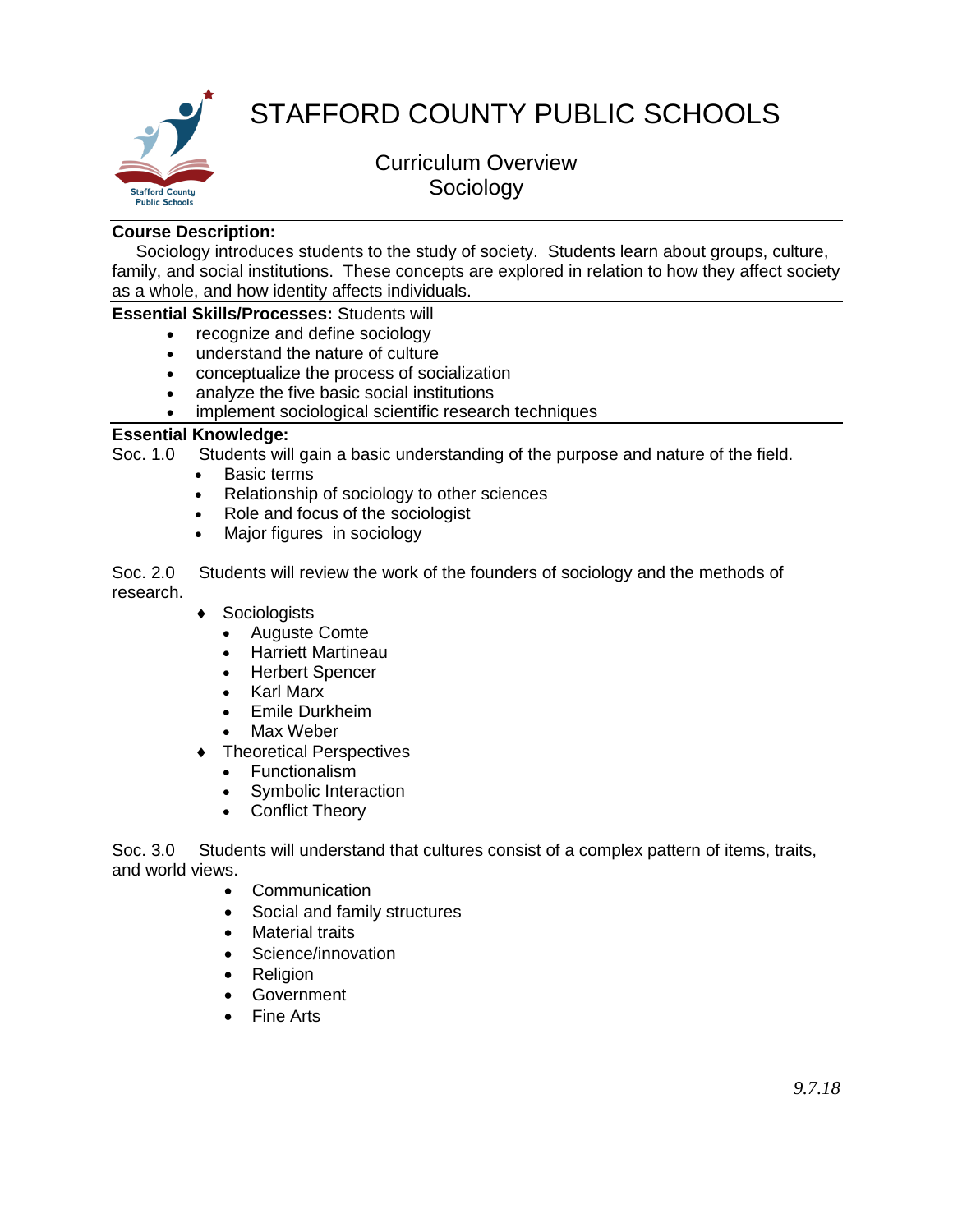# STAFFORD COUNTY PUBLIC SCHOOLS

## Curriculum Overview
## Sociology

**Course Description:**

Sociology introduces students to the study of society. Students learn about groups, culture, family, and social institutions. These concepts are explored in relation to how they affect society as a whole, and how identity affects individuals.

**Essential Skills/Processes:** Students will

- recognize and define sociology
- understand the nature of culture
- conceptualize the process of socialization
- analyze the five basic social institutions
- implement sociological scientific research techniques

**Essential Knowledge:**

Soc. 1.0 Students will gain a basic understanding of the purpose and nature of the field.

- Basic terms
- Relationship of sociology to other sciences
- Role and focus of the sociologist
- Major figures in sociology

Soc. 2.0 Students will review the work of the founders of sociology and the methods of research.

- Sociologists
  - Auguste Comte
  - Harriett Martineau
  - Herbert Spencer
  - Karl Marx
  - Emile Durkheim
  - Max Weber
- Theoretical Perspectives
  - Functionalism
  - Symbolic Interaction
  - Conflict Theory

Soc. 3.0 Students will understand that cultures consist of a complex pattern of items, traits, and world views.

- Communication
- Social and family structures
- Material traits
- Science/innovation
- Religion
- Government
- Fine Arts

*9.7.18*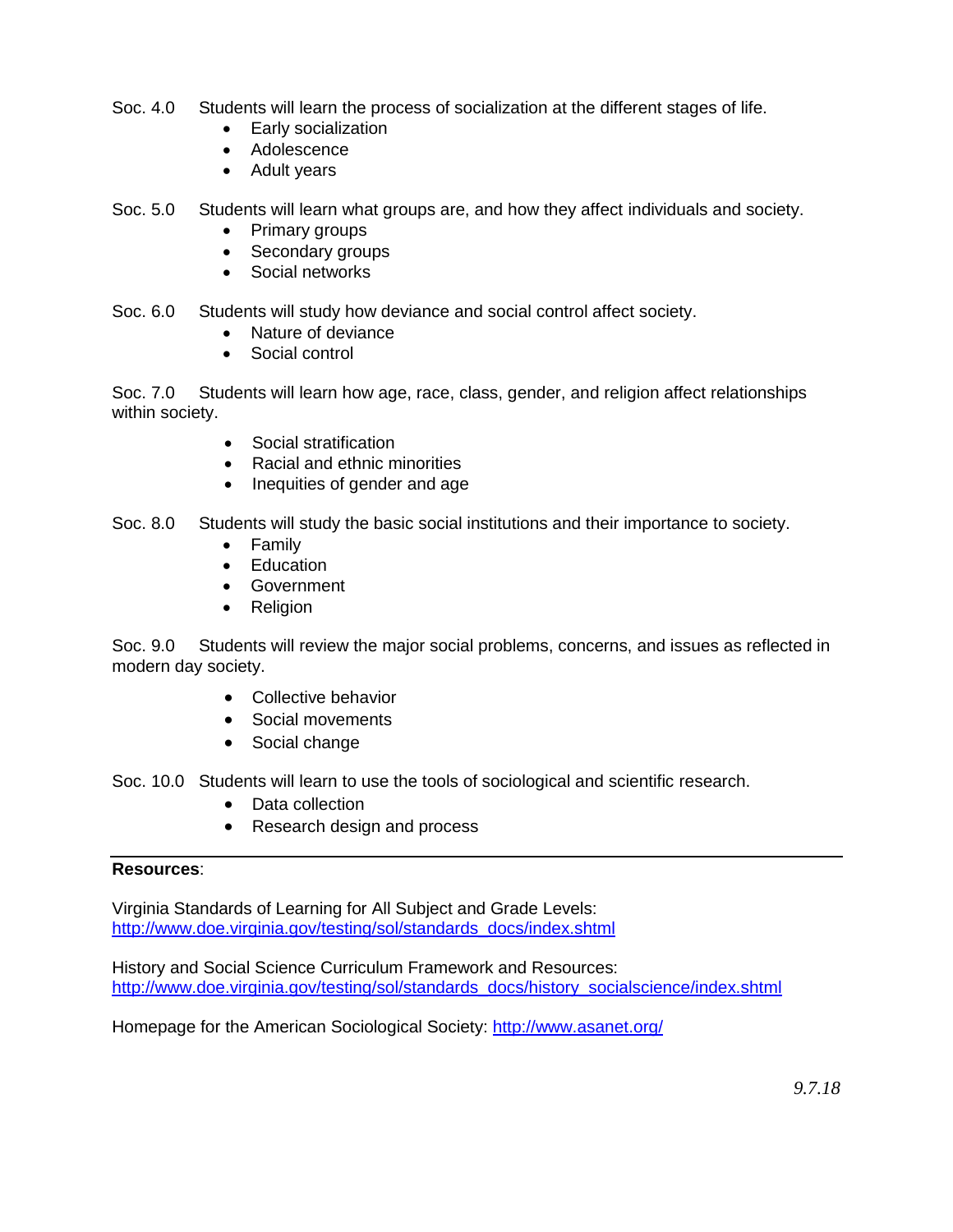Soc. 4.0 Students will learn the process of socialization at the different stages of life.

- Early socialization
- Adolescence
- Adult years

Soc. 5.0 Students will learn what groups are, and how they affect individuals and society.

- Primary groups
- Secondary groups
- Social networks

Soc. 6.0 Students will study how deviance and social control affect society.

- Nature of deviance
- Social control

Soc. 7.0 Students will learn how age, race, class, gender, and religion affect relationships within society.

- Social stratification
- Racial and ethnic minorities
- Inequities of gender and age

Soc. 8.0 Students will study the basic social institutions and their importance to society.

- Family
- Education
- Government
- Religion

Soc. 9.0 Students will review the major social problems, concerns, and issues as reflected in modern day society.

- Collective behavior
- Social movements
- Social change

Soc. 10.0 Students will learn to use the tools of sociological and scientific research.

- Data collection
- Research design and process

---

**Resources**:

Virginia Standards of Learning for All Subject and Grade Levels:
http://www.doe.virginia.gov/testing/sol/standards_docs/index.shtml

History and Social Science Curriculum Framework and Resources:
http://www.doe.virginia.gov/testing/sol/standards_docs/history_socialscience/index.shtml

Homepage for the American Sociological Society: http://www.asanet.org/

*9.7.18*